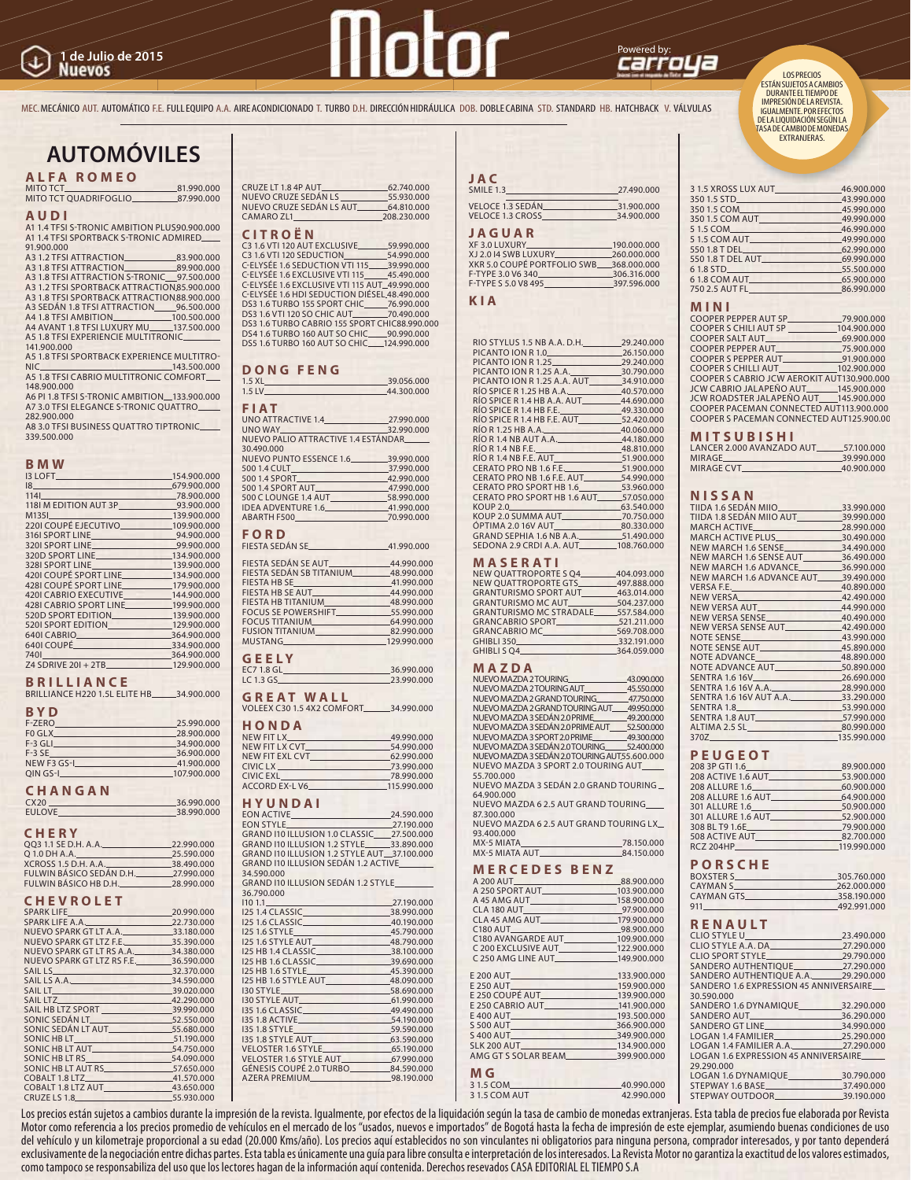# Motor

1 de Julio de 2015
**Nuevos**

Powered by: carroya

LOS PRECIOS ESTÁN SUJETOS A CAMBIOS DURANTE EL TIEMPO DE IMPRESIÓN DE LA REVISTA. IGUALMENTE, POR EFECTOS DE LA LIQUIDACIÓN SEGÚN LA TASA DE CAMBIO DE MONEDAS EXTRANJERAS.

MEC. MECÁNICO AUT. AUTOMÁTICO F.E. FULL EQUIPO A.A. AIRE ACONDICIONADO T. TURBO D.H. DIRECCIÓN HIDRÁULICA DOB. DOBLE CABINA STD. STANDARD HB. HATCHBACK V. VÁLVULAS

## AUTOMÓVILES

### ALFA ROMEO

| Modelo | Precio |
|---|---|
| MITO TCT | 81.990.000 |
| MITO TCT QUADRIFOGLIO | 87.990.000 |

### AUDI

| Modelo | Precio |
|---|---|
| A1 1.4 TFSI S-TRONIC AMBITION PLUS | 90.900.000 |
| A1 1.4 TFSI SPORTBACK S-TRONIC ADMIRED | 91.900.000 |
| A3 1.2 TFSI ATTRACTION | 83.900.000 |
| A3 1.8 TFSI ATTRACTION | 89.900.000 |
| A3 1.8 TFSI ATTRACTION S-TRONIC | 97.500.000 |
| A3 1.2 TFSI SPORTBACK ATTRACTION | 85.900.000 |
| A3 1.8 TFSI SPORTBACK ATTRACTION | 88.900.000 |
| A3 SEDÁN 1.8 TFSI ATTRACTION | 96.500.000 |
| A4 1.8 TFSI AMBITION | 100.500.000 |
| A4 AVANT 1.8 TFSI LUXURY MU | 137.500.000 |
| A5 1.8 TFSI EXPERIENCE MULTITRONIC | 141.900.000 |
| A5 1.8 TFSI SPORTBACK EXPERIENCE MULTITRONIC | 143.500.000 |
| A5 1.8 TFSI CABRIO MULTITRONIC COMFORT | 148.900.000 |
| A6 PI 1.8 TFSI S-TRONIC AMBITION | 133.900.000 |
| A7 3.0 TFSI ELEGANCE S-TRONIC QUATTRO | 282.900.000 |
| A8 3.0 TFSI BUSINESS QUATTRO TIPTRONIC | 339.500.000 |

### BMW

| Modelo | Precio |
|---|---|
| I3 LOFT | 154.900.000 |
| I8 | 679.900.000 |
| 114I | 78.900.000 |
| 118I M EDITION AUT 3P | 93.900.000 |
| M135I | 139.900.000 |
| 220I COUPÉ EJECUTIVO | 109.900.000 |
| 316I SPORT LINE | 94.900.000 |
| 320I SPORT LINE | 99.900.000 |
| 320D SPORT LINE | 134.900.000 |
| 328I SPORT LINE | 139.900.000 |
| 420I COUPÉ SPORT LINE | 134.900.000 |
| 428I COUPÉ SPORT LINE | 179.900.000 |
| 420I CABRIO EXECUTIVE | 144.900.000 |
| 428I CABRIO SPORT LINE | 199.900.000 |
| 520D SPORT EDITION | 139.900.000 |
| 520I SPORT EDITION | 129.900.000 |
| 640I CABRIO | 364.900.000 |
| 640I COUPÉ | 334.900.000 |
| 740I | 364.900.000 |
| Z4 SDRIVE 20I + 2TB | 129.900.000 |

### BRILLIANCE

| Modelo | Precio |
|---|---|
| BRILLIANCE H220 1.5L ELITE HB | 34.900.000 |

### BYD

| Modelo | Precio |
|---|---|
| F-ZERO | 25.990.000 |
| F0 GLX | 28.900.000 |
| F-3 GLI | 34.900.000 |
| F-3 SE | 36.900.000 |
| NEW F3 GS-I | 41.900.000 |
| QIN GS-I | 107.900.000 |

### CHANGAN

| Modelo | Precio |
|---|---|
| CX20 | 36.990.000 |
| EULOVE | 38.990.000 |

### CHERY

| Modelo | Precio |
|---|---|
| QQ3 1.1 SE D.H. A.A. | 22.990.000 |
| Q 1.0 DH A.A. | 25.590.000 |
| XCROSS 1.5 D.H. A.A. | 38.490.000 |
| FULWIN BÁSICO SEDÁN D.H. | 27.990.000 |
| FULWIN BÁSICO HB D.H. | 28.990.000 |

### CHEVROLET

| Modelo | Precio |
|---|---|
| SPARK LIFE | 20.990.000 |
| SPARK LIFE A.A. | 22.730.000 |
| NUEVO SPARK GT LT A.A. | 33.180.000 |
| NUEVO SPARK GT LTZ F.E. | 35.390.000 |
| NUEVO SPARK GT LT RS A.A. | 34.380.000 |
| NUEVO SPARK GT LTZ RS F.E. | 36.590.000 |
| SAIL LS | 32.370.000 |
| SAIL LS A.A. | 34.590.000 |
| SAIL LT | 39.020.000 |
| SAIL LTZ | 42.290.000 |
| SAIL HB LTZ SPORT | 39.990.000 |
| SONIC SEDÁN LT | 52.550.000 |
| SONIC SEDÁN LT AUT | 55.680.000 |
| SONIC HB LT | 51.190.000 |
| SONIC HB LT AUT | 54.750.000 |
| SONIC HB LT RS | 54.090.000 |
| SONIC HB LT AUT RS | 57.650.000 |
| COBALT 1.8 LTZ | 41.570.000 |
| COBALT 1.8 LTZ AUT | 43.650.000 |
| CRUZE LS 1.8 | 55.930.000 |
| CRUZE LT 1.8 4P AUT | 62.740.000 |
| NUEVO CRUZE SEDÁN LS | 55.930.000 |
| NUEVO CRUZE SEDÁN LS AUT | 64.810.000 |
| CAMARO ZL1 | 208.230.000 |

### CITROËN

| Modelo | Precio |
|---|---|
| C3 1.6 VTI 120 AUT EXCLUSIVE | 59.990.000 |
| C3 1.6 VTI 120 SEDUCTION | 54.990.000 |
| C-ELYSÉE 1.6 SEDUCTION VTI 115 | 39.990.000 |
| C-ELYSÉE 1.6 EXCLUSIVE VTI 115 | 45.490.000 |
| C-ELYSÉE 1.6 EXCLUSIVE VTI 115 AUT | 49.990.000 |
| C-ELYSÉE 1.6 HDI SEDUCTION DIÉSEL | 48.490.000 |
| DS3 1.6 TURBO 155 SPORT CHIC | 76.990.000 |
| DS3 1.6 VTI 120 SO CHIC AUT | 70.490.000 |
| DS3 1.6 TURBO CABRIO 155 SPORT CHIC | 88.990.000 |
| DS4 1.6 TURBO 160 AUT SO CHIC | 90.990.000 |
| DS5 1.6 TURBO 160 AUT SO CHIC | 124.990.000 |

### DONG FENG

| Modelo | Precio |
|---|---|
| 1.5 XL | 39.056.000 |
| 1.5 LV | 44.300.000 |

### FIAT

| Modelo | Precio |
|---|---|
| UNO ATTRACTIVE 1.4 | 27.990.000 |
| UNO WAY | 32.990.000 |
| NUEVO PALIO ATTRACTIVE 1.4 ESTÁNDAR | 30.490.000 |
| NUEVO PUNTO ESSENCE 1.6 | 39.990.000 |
| 500 1.4 CULT | 37.990.000 |
| 500 1.4 SPORT | 42.990.000 |
| 500 1.4 SPORT AUT | 47.990.000 |
| 500 C LOUNGE 1.4 AUT | 58.990.000 |
| IDEA ADVENTURE 1.6 | 41.990.000 |
| ABARTH F500 | 70.990.000 |

### FORD

| Modelo | Precio |
|---|---|
| FIESTA SEDÁN SE | 41.990.000 |
| FIESTA SEDÁN SE AUT | 44.990.000 |
| FIESTA SEDÁN SB TITANIUM | 48.990.000 |
| FIESTA HB SE | 41.990.000 |
| FIESTA HB SE AUT | 44.990.000 |
| FIESTA HB TITANIUM | 48.990.000 |
| FOCUS SE POWERSHIFT | 55.990.000 |
| FOCUS TITANIUM | 64.990.000 |
| FUSION TITANIUM | 82.990.000 |
| MUSTANG | 129.990.000 |

### GEELY

| Modelo | Precio |
|---|---|
| EC7 1.8 GL | 36.990.000 |
| LC 1.3 GS | 23.990.000 |

### GREAT WALL

| Modelo | Precio |
|---|---|
| VOLEEX C30 1.5 4X2 COMFORT | 34.990.000 |

### HONDA

| Modelo | Precio |
|---|---|
| NEW FIT LX | 49.990.000 |
| NEW FIT LX CVT | 54.990.000 |
| NEW FIT EXL CVT | 62.990.000 |
| CIVIC LX | 73.990.000 |
| CIVIC EXL | 78.990.000 |
| ACCORD EX-L V6 | 115.990.000 |

### HYUNDAI

| Modelo | Precio |
|---|---|
| EON ACTIVE | 24.590.000 |
| EON STYLE | 27.190.000 |
| GRAND I10 ILLUSION 1.0 CLASSIC | 27.500.000 |
| GRAND I10 ILLUSION 1.2 STYLE | 33.890.000 |
| GRAND I10 ILLUSION 1.2 STYLE AUT | 37.100.000 |
| GRAND I10 ILLUSION SEDÁN 1.2 ACTIVE | 34.590.000 |
| GRAND I10 ILLUSION SEDÁN 1.2 STYLE | 36.790.000 |
| I10 1.1 | 27.190.000 |
| I25 1.4 CLASSIC | 38.990.000 |
| I25 1.6 CLASSIC | 40.190.000 |
| I25 1.6 STYLE | 45.790.000 |
| I25 1.6 STYLE AUT | 48.790.000 |
| I25 HB 1.4 CLASSIC | 38.100.000 |
| I25 HB 1.6 CLASSIC | 39.690.000 |
| I25 HB 1.6 STYLE | 45.390.000 |
| I25 HB 1.6 STYLE AUT | 48.090.000 |
| I30 STYLE | 58.690.000 |
| I30 STYLE AUT | 61.990.000 |
| I35 1.6 CLASSIC | 49.490.000 |
| I35 1.8 ACTIVE | 54.190.000 |
| I35 1.8 STYLE | 59.590.000 |
| I35 1.8 STYLE AUT | 63.590.000 |
| VELOSTER 1.6 STYLE | 65.190.000 |
| VELOSTER 1.6 STYLE AUT | 67.990.000 |
| GÉNESIS COUPÉ 2.0 TURBO | 84.590.000 |
| AZERA PREMIUM | 98.190.000 |

### JAC

| Modelo | Precio |
|---|---|
| SMILE 1.3 | 27.490.000 |
| VELOCE 1.3 SEDÁN | 31.900.000 |
| VELOCE 1.3 CROSS | 34.900.000 |

### JAGUAR

| Modelo | Precio |
|---|---|
| XF 3.0 LUXURY | 190.000.000 |
| XJ 2.0 I4 SWB LUXURY | 260.000.000 |
| XKR 5.0 COUPÉ PORTFOLIO SWB | 368.000.000 |
| F-TYPE 3.0 V6 340 | 306.316.000 |
| F-TYPE S 5.0 V8 495 | 397.596.000 |

### KIA

| Modelo | Precio |
|---|---|
| RIO STYLUS 1.5 NB A.A. D.H. | 29.240.000 |
| PICANTO ION R 1.0 | 26.150.000 |
| PICANTO ION R 1.25 | 29.240.000 |
| PICANTO ION R 1.25 A.A. | 30.790.000 |
| PICANTO ION R 1.25 A.A. AUT | 34.910.000 |
| RÍO SPICE R 1.25 HB A.A. | 40.570.000 |
| RÍO SPICE R 1.4 HB A.A. AUT | 44.690.000 |
| RÍO SPICE R 1.4 HB F.E. | 49.330.000 |
| RÍO SPICE R 1.4 HB F.E. AUT | 52.420.000 |
| RÍO R 1.25 HB A.A. | 40.060.000 |
| RÍO R 1.4 NB AUT A.A. | 44.180.000 |
| RÍO R 1.4 NB F.E. | 48.810.000 |
| RÍO R 1.4 NB F.E. AUT | 51.900.000 |
| CERATO PRO NB 1.6 F.E. | 51.900.000 |
| CERATO PRO NB 1.6 F.E. AUT | 54.990.000 |
| CERATO PRO SPORT HB 1.6 | 53.960.000 |
| CERATO PRO SPORT HB 1.6 AUT | 57.050.000 |
| KOUP 2.0 | 63.540.000 |
| KOUP 2.0 SUMMA AUT | 70.750.000 |
| ÓPTIMA 2.0 16V AUT | 80.330.000 |
| GRAND SEPHIA 1.6 NB A.A. | 51.490.000 |
| SEDONA 2.9 CRDI A.A. AUT | 108.760.000 |

### MASERATI

| Modelo | Precio |
|---|---|
| NEW QUATTROPORTE S Q4 | 404.093.000 |
| NEW QUATTROPORTE GTS | 497.888.000 |
| GRANTURISMO SPORT AUT | 463.014.000 |
| GRANTURISMO MC AUT | 504.237.000 |
| GRANTURISMO MC STRADALE | 557.584.000 |
| GRANCABRIO SPORT | 521.211.000 |
| GRANCABRIO MC | 569.708.000 |
| GHIBLI 350 | 332.191.000 |
| GHIBLI S Q4 | 364.059.000 |

### MAZDA

| Modelo | Precio |
|---|---|
| NUEVO MAZDA 2 TOURING | 43.090.000 |
| NUEVO MAZDA 2 TOURING AUT | 45.550.000 |
| NUEVO MAZDA 2 GRAND TOURING | 47.750.000 |
| NUEVO MAZDA 2 GRAND TOURING AUT | 49.950.000 |
| NUEVO MAZDA 3 SEDÁN 2.0 PRIME | 49.200.000 |
| NUEVO MAZDA 3 SEDÁN 2.0 PRIME AUT | 52.500.000 |
| NUEVO MAZDA 3 SPORT 2.0 PRIME | 49.300.000 |
| NUEVO MAZDA 3 SEDÁN 2.0 TOURING | 52.400.000 |
| NUEVO MAZDA 3 SEDÁN 2.0 TOURING AUT | 55.600.000 |
| NUEVO MAZDA 3 SPORT 2.0 TOURING AUT | 55.700.000 |
| NUEVO MAZDA 3 SEDÁN 2.0 GRAND TOURING | 64.900.000 |
| NUEVO MAZDA 6 2.5 AUT GRAND TOURING | 87.300.000 |
| NUEVO MAZDA 6 2.5 AUT GRAND TOURING LX | 93.400.000 |
| MX-5 MIATA | 78.150.000 |
| MX-5 MIATA AUT | 84.150.000 |

### MERCEDES BENZ

| Modelo | Precio |
|---|---|
| A 200 AUT | 88.900.000 |
| A 250 SPORT AUT | 103.900.000 |
| A 45 AMG AUT | 158.900.000 |
| CLA 180 AUT | 97.900.000 |
| CLA 45 AMG AUT | 179.900.000 |
| C180 AUT | 98.900.000 |
| C180 AVANGARDE AUT | 109.900.000 |
| C 200 EXCLUSIVE AUT | 122.900.000 |
| C 250 AMG LINE AUT | 149.900.000 |
| E 200 AUT | 133.900.000 |
| E 250 AUT | 159.900.000 |
| E 250 COUPÉ AUT | 139.900.000 |
| E 250 CABRIO AUT | 141.900.000 |
| E 400 AUT | 193.500.000 |
| S 500 AUT | 366.900.000 |
| S 400 AUT | 349.900.000 |
| SLK 200 AUT | 134.900.000 |
| AMG GT S SOLAR BEAM | 399.900.000 |

### MG

| Modelo | Precio |
|---|---|
| 3 1.5 COM | 40.990.000 |
| 3 1.5 COM AUT | 42.990.000 |
| 3 1.5 XROSS LUX AUT | 46.900.000 |
| 350 1.5 STD | 43.990.000 |
| 350 1.5 COM | 45.990.000 |
| 350 1.5 COM AUT | 49.990.000 |
| 5 1.5 COM | 46.990.000 |
| 5 1.5 COM AUT | 49.990.000 |
| 550 1.8 T DEL | 62.990.000 |
| 550 1.8 T DEL AUT | 69.990.000 |
| 6 1.8 STD | 55.500.000 |
| 6 1.8 COM AUT | 65.900.000 |
| 750 2.5 AUT FL | 86.990.000 |

### MINI

| Modelo | Precio |
|---|---|
| COOPER PEPPER AUT 5P | 79.900.000 |
| COOPER S CHILI AUT 5P | 104.900.000 |
| COOPER SALT AUT | 69.900.000 |
| COOPER PEPPER AUT | 75.900.000 |
| COOPER S PEPPER AUT | 91.900.000 |
| COOPER S CHILLI AUT | 102.900.000 |
| COOPER S CABRIO JCW AEROKIT AUT | 130.900.000 |
| JCW CABRIO JALAPEÑO AUT | 145.900.000 |
| JCW ROADSTER JALAPEÑO AUT | 145.900.000 |
| COOPER PACEMAN CONNECTED AUT | 113.900.000 |
| COOPER S PACEMAN CONNECTED AUT | 125.900.000 |

### MITSUBISHI

| Modelo | Precio |
|---|---|
| LANCER 2.000 AVANZADO AUT | 57.100.000 |
| MIRAGE | 39.990.000 |
| MIRAGE CVT | 40.900.000 |

### NISSAN

| Modelo | Precio |
|---|---|
| TIIDA 1.6 SEDÁN MIIO | 33.990.000 |
| TIIDA 1.8 SEDÁN MIIO AUT | 39.990.000 |
| MARCH ACTIVE | 28.990.000 |
| MARCH ACTIVE PLUS | 30.490.000 |
| NEW MARCH 1.6 SENSE | 34.490.000 |
| NEW MARCH 1.6 SENSE AUT | 36.490.000 |
| NEW MARCH 1.6 ADVANCE | 36.990.000 |
| NEW MARCH 1.6 ADVANCE AUT | 39.490.000 |
| VERSA F.E. | 40.890.000 |
| NEW VERSA | 42.490.000 |
| NEW VERSA AUT | 44.990.000 |
| NEW VERSA SENSE | 40.490.000 |
| NEW VERSA SENSE AUT | 42.490.000 |
| NOTE SENSE | 43.990.000 |
| NOTE SENSE AUT | 45.890.000 |
| NOTE ADVANCE | 48.890.000 |
| NOTE ADVANCE AUT | 50.890.000 |
| SENTRA 1.6 16V | 26.690.000 |
| SENTRA 1.6 16V A.A. | 28.990.000 |
| SENTRA 1.6 16V AUT A.A. | 33.290.000 |
| SENTRA 1.8 | 53.990.000 |
| SENTRA 1.8 AUT | 57.990.000 |
| ALTIMA 2.5 SL | 80.990.000 |
| 370Z | 135.990.000 |

### PEUGEOT

| Modelo | Precio |
|---|---|
| 208 3P GTI 1.6 | 89.900.000 |
| 208 ACTIVE 1.6 AUT | 53.900.000 |
| 208 ALLURE 1.6 | 60.900.000 |
| 208 ALLURE 1.6 AUT | 64.900.000 |
| 301 ALLURE 1.6 | 50.900.000 |
| 301 ALLURE 1.6 AUT | 52.900.000 |
| 308 BL T9 1.6E | 79.900.000 |
| 508 ACTIVE AUT | 82.700.000 |
| RCZ 204HP | 119.990.000 |

### PORSCHE

| Modelo | Precio |
|---|---|
| BOXSTER S | 305.760.000 |
| CAYMAN S | 262.000.000 |
| CAYMAN GTS | 358.190.000 |
| 911 | 492.991.000 |

### RENAULT

| Modelo | Precio |
|---|---|
| CLIO STYLE U | 23.490.000 |
| CLIO STYLE A.A. DA | 27.290.000 |
| CLIO SPORT STYLE | 29.790.000 |
| SANDERO AUTHENTIQUE | 27.290.000 |
| SANDERO AUTHENTIQUE A.A. | 29.290.000 |
| SANDERO 1.6 EXPRESSION 45 ANNIVERSAIRE | 30.590.000 |
| SANDERO 1.6 DYNAMIQUE | 32.290.000 |
| SANDERO AUT | 36.290.000 |
| SANDERO GT LINE | 34.990.000 |
| LOGAN 1.4 FAMILIER | 25.290.000 |
| LOGAN 1.4 FAMILIER A.A. | 27.290.000 |
| LOGAN 1.6 EXPRESSION 45 ANNIVERSAIRE | 29.290.000 |
| LOGAN 1.6 DYNAMIQUE | 30.790.000 |
| STEPWAY 1.6 BASE | 37.490.000 |
| STEPWAY OUTDOOR | 39.190.000 |

Los precios están sujetos a cambios durante la impresión de la revista. Igualmente, por efectos de la liquidación según la tasa de cambio de monedas extranjeras. Esta tabla de precios fue elaborada por Revista Motor como referencia a los precios promedio de vehículos en el mercado de los "usados, nuevos e importados" de Bogotá hasta la fecha de impresión de este ejemplar, asumiendo buenas condiciones de uso del vehículo y un kilometraje proporcional a su edad (20.000 Kms/año). Los precios aquí establecidos no son vinculantes ni obligatorios para ninguna persona, comprador interesados, y por tanto dependerá exclusivamente de la negociación entre dichas partes. Esta tabla es únicamente una guía para libre consulta e interpretación de los interesados. La Revista Motor no garantiza la exactitud de los valores estimados, como tampoco se responsabiliza del uso que los lectores hagan de la información aquí contenida. Derechos reservados CASA EDITORIAL EL TIEMPO S.A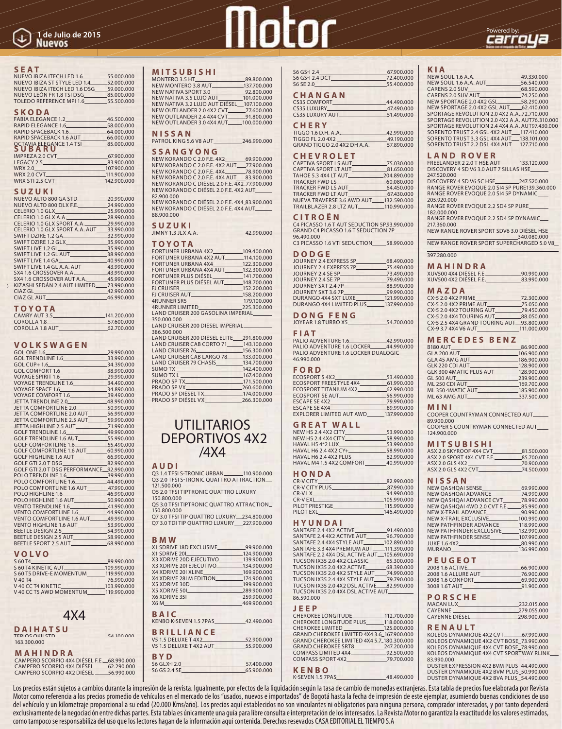# Motor

1 de Julio de 2015
**Nuevos**

Powered by: carroya

## SEAT

| Modelo | Precio |
|---|---|
| NUEVO IBIZA ITECH LED 1.6 | 55.000.000 |
| NUEVO IBIZA ST STYLE LED 1.4 | 52.000.000 |
| NUEVO IBIZA ITECH LED 1.6 DSG | 59.000.000 |
| NUEVO LEÓN FR 1.8 TSI DSG | 85.000.000 |
| TOLEDO REFERENCE MPI 1.6 | 55.500.000 |

## SKODA

| Modelo | Precio |
|---|---|
| FABIA ELEGANCE 1.2 | 46.500.000 |
| RAPID ELEGANCE 1.6 | 58.000.000 |
| RAPID SPACEBACK 1.6 | 64.000.000 |
| RAPID SPACEBACK 1.6 AUT | 66.000.000 |
| OCTAVIA ELEGANCE 1.4 TSI | 85.000.000 |

## SUBARU

| Modelo | Precio |
|---|---|
| IMPREZA 2.0 CVT | 67.900.000 |
| LEGACY 2.5 | 83.900.000 |
| WRX 2.0 | 107.900.000 |
| WRX 2.0 CVT | 111.900.000 |
| WRX STI 2.5 CVT | 142.900.000 |

## SUZUKI

| Modelo | Precio |
|---|---|
| NUEVO ALTO 800 GA STD | 20.990.000 |
| NUEVO ALTO 800 DLX F.E. | 24.990.000 |
| CELERIO 1.0 GLX | 25.990.000 |
| CELERIO 1.0 GLX A.A. | 28.990.000 |
| CELERIO 1.0 GLX SPORT A.A. | 29.990.000 |
| CELERIO 1.0 GLX SPORT A.A. AUT | 33.990.000 |
| SWIFT DZIRE 1.2 GA | 32.990.000 |
| SWIFT DZIRE 1.2 GLX | 35.990.000 |
| SWIFT LIVE 1.2 GL | 35.990.000 |
| SWIFT LIVE 1.2 GL AUT | 38.990.000 |
| SWIFT LIVE 1.4 GA | 40.990.000 |
| SWIFT LIVE 1.4 GL A.A. AUT | 43.990.000 |
| SX4 1.6 CROSSOVER A.A. | 43.990.000 |
| SX4 1.6 CROSSOVER AUT A.A. | 45.990.000 |
| KIZASHI SEDÁN 2.4 AUT LIMITED | 73.990.000 |
| CIAZ GL | 42.990.000 |
| CIAZ GL AUT | 46.990.000 |

## TOYOTA

| Modelo | Precio |
|---|---|
| CAMRY AUT 3.5 | 141.200.000 |
| COROLLA 1.8 | 57.600.000 |
| COROLLA 1.8 AUT | 62.700.000 |

## VOLKSWAGEN

| Modelo | Precio |
|---|---|
| GOL ONE 1.6 | 29.990.000 |
| GOL TRENDLINE 1.6 | 33.990.000 |
| GOL CUP+ 1.6 | 34.390.000 |
| GOL COMFORT 1.6 | 38.990.000 |
| VOYAGE SPIRIT 1.6 | 29.990.000 |
| VOYAGE TRENDLINE 1.6 | 34.490.000 |
| VOYAGE SPACE 1.6 | 34.890.000 |
| VOYAGE COMFORT 1.6 | 39.490.000 |
| JETTA TRENDLINE 2.0 | 48.990.000 |
| JETTA COMFORTLINE 2.0 | 50.990.000 |
| JETTA COMFORTLINE 2.0 AUT | 56.990.000 |
| JETTA COMFORTLINE 2.5 AUT | 59.990.000 |
| JETTA HIGHLINE 2.5 AUT | 71.990.000 |
| GOLF TRENDLINE 1.6 | 49.990.000 |
| GOLF TRENDLINE 1.6 AUT | 55.990.000 |
| GOLF COMFORTLINE 1.6 | 55.490.000 |
| GOLF COMFORTLINE 1.6 AUT | 60.990.000 |
| GOLF HIGHLINE 1.6 AUT | 66.990.000 |
| GOLF GTI 2.0 T DSG | 82.990.000 |
| GOLF GTI 2.0 T DSG PERFORMANCE | 92.990.000 |
| POLO TRENDLINE 1.6 | 39.990.000 |
| POLO COMFORTLINE 1.6 | 44.490.000 |
| POLO COMFORTLINE 1.6 AUT | 47.990.000 |
| POLO HIGHLINE 1.6 | 46.990.000 |
| POLO HIGHLINE 1.6 AUT | 50.990.000 |
| VENTO TRENDLINE 1.6 | 41.990.000 |
| VENTO COMFORTLINE 1.6 | 44.990.000 |
| VENTO COMFORTLINE 1.6 AUT | 49.990.000 |
| VENTO HIGHLINE 1.6 AUT | 53.990.000 |
| BEETLE DESIGN 2.5 | 54.990.000 |
| BEETLE DESIGN 2.5 AUT | 58.990.000 |
| BEETLE SPORT 2.5 AUT | 68.990.000 |

## VOLVO

| Modelo | Precio |
|---|---|
| S 60 T4 | 89.990.000 |
| S 60 T4 KINETIC AUT | 109.990.000 |
| S 60 T5 DRIVE-E MOMENTUM | 119.990.000 |
| V 40 T4 | 76.990.000 |
| V 40 CC T4 KINETIC | 103.990.000 |
| V 40 CC T5 AWD MOMENTUM | 119.990.000 |

# 4X4

## DAIHATSU

| Modelo | Precio |
|---|---|
| TERIOS OKII STD | 54.100.000 |
| | 163.300.000 |

## MAHINDRA

| Modelo | Precio |
|---|---|
| CAMPERO SCORPIO 4X4 DIÉSEL F.E. | 68.990.000 |
| CAMPERO SCORPIO 4X4 DIÉSEL | 62.290.000 |
| CAMPERO SCORPIO 4X2 DIÉSEL | 56.990.000 |

## MITSUBISHI

| Modelo | Precio |
|---|---|
| MONTERO 3.5 HT | 89.800.000 |
| NEW MONTERO 3.8 AUT | 137.700.000 |
| NEW NATIVA SPORT 3.0 | 92.800.000 |
| NEW NATIVA 3.5 LUJO AUT | 101.000.000 |
| NEW NATIVA 3.2 LUJO AUT DIÉSEL | 107.100.000 |
| NEW OUTLANDER 2.0 4X2 CVT | 77.600.000 |
| NEW OUTLANDER 2.4 4X4 CVT | 91.800.000 |
| NEW OUTLANDER 3.0 4X4 AUT | 100.000.000 |

## NISSAN

| Modelo | Precio |
|---|---|
| PATROL KING 5.6 V8 AUT | 246.990.000 |

## SSANGYONG

| Modelo | Precio |
|---|---|
| NEW KORANDO C 2.0 F.E. 4X2 | 69.900.000 |
| NEW KORANDO C 2.0 F.E. 4X2 AUT | 77.900.000 |
| NEW KORANDO C 2.0 F.E. 4X4 | 78.900.000 |
| NEW KORANDO C 2.0 F.E. 4X4 AUT | 83.900.000 |
| NEW KORANDO C DIÉSEL 2.0 F.E. 4X2 | 77.900.000 |
| NEW KORANDO C DIÉSEL 2.0 F.E. 4X2 AUT | 82.900.000 |
| NEW KORANDO C DIÉSEL 2.0 F.E. 4X4 | 83.900.000 |
| NEW KORANDO C DIÉSEL 2.0 F.E. 4X4 AUT | 88.900.000 |

## SUZUKI

| Modelo | Precio |
|---|---|
| JIMNY 1.3 JLX A.A. | 42.990.000 |

## TOYOTA

| Modelo | Precio |
|---|---|
| FORTUNER URBANA 4X2 | 109.400.000 |
| FORTUNER URBANA 4X2 AUT | 114.100.000 |
| FORTUNER URBANA 4X4 | 122.300.000 |
| FORTUNER URBANA 4X4 AUT | 132.300.000 |
| FORTUNER PLUS DIÉSEL | 141.700.000 |
| FORTUNER PLUS DIÉSEL AUT | 148.700.000 |
| FJ CRUISER | 152.200.000 |
| FJ CRUISER AUT | 158.200.000 |
| 4RUNNER SR5 | 179.100.000 |
| 4RUNNER LIMITED | 225.300.000 |
| LAND CRUISER 200 GASOLINA IMPERIAL | 350.000.000 |
| LAND CRUISER 200 DIÉSEL IMPERIAL | 386.500.000 |
| LAND CRUISER 200 DIÉSEL ELITE | 291.800.000 |
| LAND CRUISER CAB CORTO 71 | 143.100.000 |
| LAND CRUISER 76 | 156.300.000 |
| LAND CRUISER CAB LARGO 78 | 133.000.000 |
| LAND CRUISER 79 CHASÍS | 134.700.000 |
| SUMO TX | 142.400.000 |
| SUMO TX L | 167.400.000 |
| PRADO 5P TX | 171.500.000 |
| PRADO 5P VX | 260.600.000 |
| PRADO 5P DIÉSEL TX | 174.000.000 |
| PRADO 5P DIÉSEL VX | 266.300.000 |

# UTILITARIOS DEPORTIVOS 4X2 /4X4

## AUDI

| Modelo | Precio |
|---|---|
| Q3 1.4 TFSI S-TRONIC URBAN | 110.900.000 |
| Q3 2.0 TFSI S-TRONIC QUATTRO ATTRACTION | 121.500.000 |
| Q5 2.0 TFSI TIPTRONIC QUATTRO LUXURY | 150.800.000 |
| Q5 3.0 TFSI TIPTRONIC QUATTRO ATTRACTION | 150.800.000 |
| Q7 3.0 TFSI TIP QUATTRO LUXURY | 234.800.000 |
| Q7 3.0 TDI TIP QUATTRO LUXURY | 227.900.000 |

## BMW

| Modelo | Precio |
|---|---|
| X1 SDRIVE 18D EXCLUSIVE | 99.900.000 |
| X1 SDRIVE 20I | 124.900.000 |
| X3 XDRIVE 20D EJECUTIVO | 139.900.000 |
| X3 XDRIVE 20I EJECUTIVO | 134.900.000 |
| X4 XDRIVE 20I XLINE | 169.900.000 |
| X4 XDRIVE 28I M EDITION | 174.900.000 |
| X5 XDRIVE 30D | 199.900.000 |
| X5 XDRIVE 50I | 289.900.000 |
| X6 XDRIVE 35I | 259.900.000 |
| X6 M | 469.900.000 |

## BAIC

| Modelo | Precio |
|---|---|
| KENBO K-SEVEN 1.5 7PAS | 42.490.000 |

## BRILLIANCE

| Modelo | Precio |
|---|---|
| V5 1.5 DELUXE T 4X2 | 52.900.000 |
| V5 1.5 DELUXE T 4X2 AUT | 55.900.000 |

## BYD

| Modelo | Precio |
|---|---|
| S6 GLX-I 2.0 | 57.400.000 |
| S6 GS 2.4 SE | 65.900.000 |
| S6 GS-I 2.4 | 67.900.000 |
| S6 GS-I 2.4 DCT | 72.400.000 |
| S6 SE 2.0 | 55.400.000 |

## CHANGAN

| Modelo | Precio |
|---|---|
| CS35 COMFORT | 44.490.000 |
| CS35 LUXURY | 47.490.000 |
| CS35 LUXURY AUT | 51.490.000 |

## CHERY

| Modelo | Precio |
|---|---|
| TIGGO 1.6 D.H. A.A. | 42.990.000 |
| TIGGO FL 2.0 4X2 | 49.190.000 |
| GRAND TIGGO 2.0 4X2 DH A.A. | 57.890.000 |

## CHEVROLET

| Modelo | Precio |
|---|---|
| CAPTIVA SPORT LS AUT | 75.030.000 |
| CAPTIVA SPORT LT AUT | 81.650.000 |
| TAHOE 5.3 4X4 LT AUT | 204.890.000 |
| TRACKER FWD LS | 60.080.000 |
| TRACKER FWD LS AUT | 64.450.000 |
| TRACKER FWD LT AUT | 67.430.000 |
| NUEVA TRAVERSE 3.6 AWD AUT | 132.590.000 |
| TRAILBLAZER 2.8 LTZ AUT | 110.990.000 |

## CITROËN

| Modelo | Precio |
|---|---|
| C4 PICASSO 1.6 T AUT SEDUCTION 5P | 93.990.000 |
| GRAND C4 PICASSO 1.6 T SEDUCTION 7P | 96.490.000 |
| C3 PICASSO 1.6 VTI SEDUCTION | 58.990.000 |

## DODGE

| Modelo | Precio |
|---|---|
| JOURNEY 2.4 EXPRESS 5P | 68.490.000 |
| JOURNEY 2.4 EXPRESS 7P | 75.490.000 |
| JOURNEY 2.4 SE 5P | 73.490.000 |
| JOURNEY 2.4 SE 7P | 79.490.000 |
| JOURNEY SXT 2.4 7P | 88.990.000 |
| JOURNEY SXT 3.6 7P | 99.990.000 |
| DURANGO 4X4 SXT LUXE | 121.990.000 |
| DURANGO 4X4 LIMITED PLUS | 137.990.000 |

## DONG FENG

| Modelo | Precio |
|---|---|
| JOYEAR 1.8 TURBO X5 | 54.700.000 |

## FIAT

| Modelo | Precio |
|---|---|
| PALIO ADVENTURE 1.6 | 42.990.000 |
| PALIO ADVENTURE 1.6 LOCKER | 44.990.000 |
| PALIO ADVENTURE 1.6 LOCKER DUALOGIC | 46.990.000 |

## FORD

| Modelo | Precio |
|---|---|
| ECOSPORT S 4X2 | 53.490.000 |
| ECOSPORT FREESTYLE 4X4 | 61.990.000 |
| ECOSPORT TITANIUM 4X2 | 62.990.000 |
| ECOSPORT SE AUT | 56.990.000 |
| ESCAPE SE 4X2 | 79.990.000 |
| ESCAPE SE 4X4 | 89.990.000 |
| EXPLORER LIMITED AUT AWD | 137.990.000 |

## GREAT WALL

| Modelo | Precio |
|---|---|
| NEW H5 2.4 4X2 CITY | 53.990.000 |
| NEW H5 2.4 4X4 CITY | 58.990.000 |
| HAVAL H5 4*2 LUX | 53.990.000 |
| HAVAL H6 2.4 4X2 CY+ | 58.990.000 |
| HAVAL H6 2.4 4X2 PLUS | 62.990.000 |
| HAVAL M4 1.5 4X2 COMFORT | 40.990.000 |

## HONDA

| Modelo | Precio |
|---|---|
| CR-V CITY | 82.990.000 |
| CR-V CITY PLUS | 87.990.000 |
| CR-V LX | 94.990.000 |
| CR-V EXL | 105.990.000 |
| PILOT PRESTIGE | 115.990.000 |
| PILOT EXL | 146.490.000 |

## HYUNDAI

| Modelo | Precio |
|---|---|
| SANTAFE 2.4 4X2 ACTIVE | 91.490.000 |
| SANTAFE 2.4 4X2 ACTIVE AUT | 96.790.000 |
| SANTAFE 2.4 4X4 STYLE AUT | 102.890.000 |
| SANTAFE 3.3 4X4 PREMIUM AUT | 111.390.000 |
| SANTAFE 2.2 4X4 DSL ACTIVE AUT | 105.690.000 |
| TUCSON IX35 2.0 4X2 CLASSIC | 65.300.000 |
| TUCSON IX35 2.0 4X2 ACTIVE | 68.390.000 |
| TUCSON IX35 2.0 4X2 STYLE AUT | 74.990.000 |
| TUCSON IX35 2.4 4X4 STYLE AUT | 79.790.000 |
| TUCSON IX35 2.0 4X2 DSL ACTIVE | 82.990.000 |
| TUCSON IX35 2.0 4X4 DSL ACTIVE AUT | 86.590.000 |

## JEEP

| Modelo | Precio |
|---|---|
| CHEROKEE LONGITUDE | 112.700.000 |
| CHEROKEE LONGITUDE PLUS | 118.000.000 |
| CHEROKEE LIMITED | 125.000.000 |
| GRAND CHEROKEE LIMITED 4X4 3.6 | 167.900.000 |
| GRAND CHEROKEE LIMITED 4X4 5.7 | 180.300.000 |
| GRAND CHEROKEE SRT8 | 247.200.000 |
| COMPASS LIMITED 4X4 | 92.500.000 |
| COMPASS SPORT 4X2 | 79.700.000 |

## KENBO

| Modelo | Precio |
|---|---|
| K-SEVEN 1.5 7PAS | 48.490.000 |

## KIA

| Modelo | Precio |
|---|---|
| NEW SOUL 1.6 A.A. | 49.330.000 |
| NEW SOUL 1.6 A.A. AUT | 56.540.000 |
| CARENS 2.0 SUV | 68.590.000 |
| CARENS 2.0 SUV AUT | 74.250.000 |
| NEW SPORTAGE 2.0 4X2 GSL | 58.290.000 |
| NEW SPORTAGE 2.0 4X2 GSL AUT | 62.410.000 |
| SPORTAGE REVOLUTION 2.0 4X2 A.A. | 72.710.000 |
| SPORTAGE REVOLUTION 2.0 4X2 A.A. AUT | 76.310.000 |
| SPORTAGE REVOLUTION 2.4 4X4 A.A. AUT | 97.430.000 |
| SORENTO TRUST 2.4 GSL 4X2 AUT | 117.410.000 |
| SORENTO TRUST 3.3 GSL 4X4 AUT | 138.101.000 |
| SORENTO TRUST 2.2 DSL 4X4 AUT | 127.710.000 |

## LAND ROVER

| Modelo | Precio |
|---|---|
| FREELANDER 2 2.0 T HSE AUT | 133.120.000 |
| DISCOVERY 4 SD V6 3.0 AUT 7 SILLAS HSE | 247.520.000 |
| DISCOVERY 4 SD V6 SC HSE | 247.520.000 |
| RANGE ROVER EVOQUE 2.0 SI4 5P PURE | 139.360.000 |
| RANGE ROVER EVOQUE 2.0 SI4 5P DYNAMIC | 205.920.000 |
| RANGE ROVER EVOQUE 2.2 SD4 5P PURE | 182.000.000 |
| RANGE ROVER EVOQUE 2.2 SD4 5P DYNAMIC | 217.360.000 |
| NEW RANGE ROVER SPORT SDV6 3.0 DIÉSEL HSE | 340.080.000 |
| NEW RANGE ROVER SPORT SUPERCHARGED 5.0 V8 | 397.280.000 |

## MAHINDRA

| Modelo | Precio |
|---|---|
| XUV500 4X4 DIÉSEL F.E. | 90.990.000 |
| XUV500 4X2 DIÉSEL F.E. | 83.990.000 |

## MAZDA

| Modelo | Precio |
|---|---|
| CX-5 2.0 4X2 PRIME | 72.300.000 |
| CX-5 2.0 4X2 PRIME AUT | 75.050.000 |
| CX-5 2.0 4X2 TOURING AUT | 79.450.000 |
| CX-5 2.0 4X4 TOURING AUT | 88.050.000 |
| CX-5 2.5 4X4 GRAND TOURING AUT | 93.800.000 |
| CX-9 3.7 4X4 V6 AUT | 111.000.000 |

## MERCEDES BENZ

| Modelo | Precio |
|---|---|
| B180 AUT | 86.900.000 |
| GLA 200 AUT | 106.900.000 |
| GLA 45 AMG AUT | 186.900.000 |
| GLK 220 CDI AUT | 128.900.000 |
| GLK 300 4MATIC PLUS AUT | 128.900.000 |
| GL 500 AUT | 239.900.000 |
| ML 250 CDI AUT | 169.700.000 |
| ML 350 4MATIC AUT | 185.900.000 |
| ML 63 AMG AUT | 337.500.000 |

## MINI

| Modelo | Precio |
|---|---|
| COOPER COUNTRYMAN CONNECTED AUT | 89.900.000 |
| COOPER S COUNTRYMAN CONNECTED AUT | 124.900.000 |

## MITSUBISHI

| Modelo | Precio |
|---|---|
| ASX 2.0 SKYROOF 4X4 CVT | 81.500.000 |
| ASX 2.0 SPORT 4X4 CVT F.E. | 85.700.000 |
| ASX 2.0 GLS 4X2 | 70.900.000 |
| ASX 2.0 GLS 4X2 CVT | 74.500.000 |

## NISSAN

| Modelo | Precio |
|---|---|
| NEW QASHQAI SENSE | 69.990.000 |
| NEW QASHQAI ADVANCE | 74.990.000 |
| NEW QASHQAI ADVANCE CVT | 78.990.000 |
| NEW QASHQAI 4WD 2.0 CVT F.E. | 85.990.000 |
| NEW X-TRAIL ADVANCE | 90.990.000 |
| NEW X-TRAIL EXCLUSIVE | 100.990.000 |
| NEW PATHFINDER ADVANCE | 118.990.000 |
| NEW PATHFINDER EXCLUSIVE | 132.990.000 |
| NEW PATHFINDER SENSE | 107.990.000 |
| JUKE 1.6 4X2 | 80.990.000 |
| MURANO | 136.990.000 |

## PEUGEOT

| Modelo | Precio |
|---|---|
| 2008 1.6 ACTIVE | 66.900.000 |
| 2008 1.6 ALLURE AUT | 76.900.000 |
| 3008 1.6 CONFORT | 69.900.000 |
| 3008 1.6T AUT | 91.900.000 |

## PORSCHE

| Modelo | Precio |
|---|---|
| MACAN LUX | 232.015.000 |
| CAYENNE | 279.055.000 |
| CAYENNE DIÉSEL | 298.900.000 |

## RENAULT

| Modelo | Precio |
|---|---|
| KOLEOS DYNAMIQUE 4X2 CVT | 67.990.000 |
| KOLEOS DYNAMIQUE 4X2 CVT BOSE | 73.990.000 |
| KOLEOS DYNAMIQUE 4X4 CVT BOSE | 78.990.000 |
| KOLEOS DYNAMIQUE 4X4 CVT SPORTWAY BLINK | 83.990.000 |
| DUSTER EXPRESSION 4X2 BVM PLUS | 44.490.000 |
| DUSTER DYNAMIQUE 4X2 BVM PLUS | 50.990.000 |
| DUSTER DYNAMIQUE 4X2 BVA PLUS | 54.490.000 |

Los precios están sujetos a cambios durante la impresión de la revista. Igualmente, por efectos de la liquidación según la tasa de cambio de monedas extranjeras. Esta tabla de precios fue elaborada por Revista Motor como referencia a los precios promedio de vehículos en el mercado de los "usados, nuevos e importados" de Bogotá hasta la fecha de impresión de este ejemplar, asumiendo buenas condiciones de uso del vehículo y un kilometraje proporcional a su edad (20.000 Kms/año). Los precios aquí establecidos no son vinculantes ni obligatorios para ninguna persona, comprador interesados, y por tanto dependerá exclusivamente de la negociación entre dichas partes. Esta tabla es únicamente una guía para libre consulta e interpretación de los interesados. La Revista Motor no garantiza la exactitud de los valores estimados, como tampoco se responsabiliza del uso que los lectores hagan de la información aquí contenida. Derechos reservados CASA EDITORIAL EL TIEMPO S.A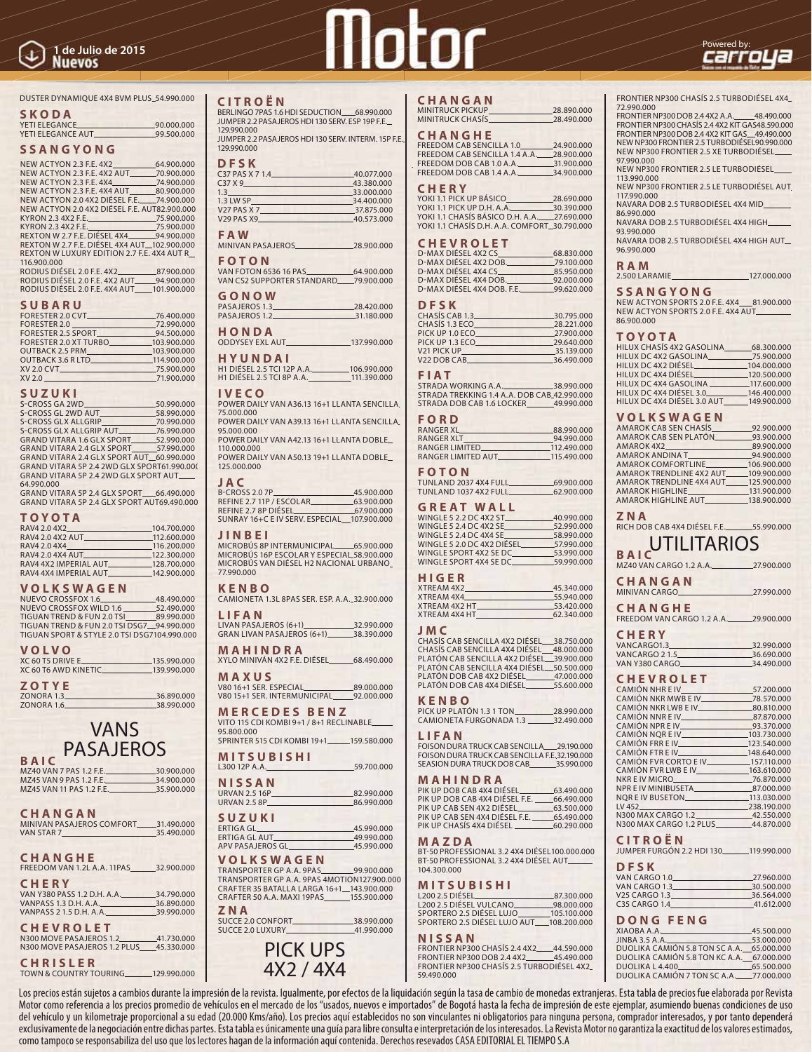# Motor

1 de Julio de 2015
**Nuevos**

Powered by: carroya

DUSTER DYNAMIQUE 4X4 BVM PLUS 54.990.000

## SKODA

| | |
|---|---|
| YETI ELEGANCE | 90.000.000 |
| YETI ELEGANCE AUT | 99.500.000 |

## SSANGYONG

| | |
|---|---|
| NEW ACTYON 2.3 F.E. 4X2 | 64.900.000 |
| NEW ACTYON 2.3 F.E. 4X2 AUT | 70.900.000 |
| NEW ACTYON 2.3 F.E. 4X4 | 74.900.000 |
| NEW ACTYON 2.3 F.E. 4X4 AUT | 80.900.000 |
| NEW ACTYON 2.0 4X2 DIÉSEL F.E. | 74.900.000 |
| NEW ACTYON 2.0 4X2 DIÉSEL F.E. AUT | 82.900.000 |
| KYRON 2.3 4X2 F.E. | 75.900.000 |
| KYRON 2.3 4X2 F.E. | 75.900.000 |
| REXTON W 2.7 F.E. DIÉSEL 4X4 | 94.900.000 |
| REXTON W 2.7 F.E. DIÉSEL 4X4 AUT | 102.900.000 |
| REXTON W LUXURY EDITION 2.7 F.E. 4X4 AUT R | 116.900.000 |
| RODIUS DIÉSEL 2.0 F.E. 4X2 | 87.900.000 |
| RODIUS DIÉSEL 2.0 F.E. 4X2 AUT | 94.900.000 |
| RODIUS DIÉSEL 2.0 F.E. 4X4 AUT | 101.900.000 |

## SUBARU

| | |
|---|---|
| FORESTER 2.0 CVT | 76.400.000 |
| FORESTER 2.0 | 72.990.000 |
| FORESTER 2.5 SPORT | 94.500.000 |
| FORESTER 2.0 XT TURBO | 103.900.000 |
| OUTBACK 2.5 PRM | 103.900.000 |
| OUTBACK 3.6 R LTD | 114.900.000 |
| XV 2.0 CVT | 75.900.000 |
| XV 2.0 | 71.900.000 |

## SUZUKI

| | |
|---|---|
| S-CROSS GA 2WD | 50.990.000 |
| S-CROSS GL 2WD AUT | 58.990.000 |
| S-CROSS GLX ALLGRIP | 70.990.000 |
| S-CROSS GLX ALLGRIP AUT | 76.990.000 |
| GRAND VITARA 1.6 GLX SPORT | 52.990.000 |
| GRAND VITARA 2.4 GLX SPORT | 57.990.000 |
| GRAND VITARA 2.4 GLX SPORT AUT | 60.990.000 |
| GRAND VITARA 5P 2.4 2WD GLX SPORT | 61.990.000 |
| GRAND VITARA 5P 2.4 2WD GLX SPORT AUT | 64.990.000 |
| GRAND VITARA 5P 2.4 GLX SPORT | 66.490.000 |
| GRAND VITARA 5P 2.4 GLX SPORT AUT | 69.490.000 |

## TOYOTA

| | |
|---|---|
| RAV4 2.0 4X2 | 104.700.000 |
| RAV4 2.0 4X2 AUT | 112.600.000 |
| RAV4 2.0 4X4 | 116.200.000 |
| RAV4 2.0 4X4 AUT | 122.300.000 |
| RAV4 4X2 IMPERIAL AUT | 128.700.000 |
| RAV4 4X4 IMPERIAL AUT | 142.900.000 |

## VOLKSWAGEN

| | |
|---|---|
| NUEVO CROSSFOX 1.6 | 48.490.000 |
| NUEVO CROSSFOX WILD 1.6 | 52.490.000 |
| TIGUAN TREND & FUN 2.0 TSI | 89.990.000 |
| TIGUAN TREND & FUN 2.0 TSI DSG7 | 94.990.000 |
| TIGUAN SPORT & STYLE 2.0 TSI DSG7 | 104.990.000 |

## VOLVO

| | |
|---|---|
| XC 60 T5 DRIVE E | 135.990.000 |
| XC 60 T6 AWD KINETIC | 139.990.000 |

## ZOTYE

| | |
|---|---|
| ZONORA 1.3 | 36.890.000 |
| ZONORA 1.6 | 38.990.000 |

# VANS PASAJEROS

## BAIC

| | |
|---|---|
| MZ40 VAN 7 PAS 1.2 F.E. | 30.900.000 |
| MZ45 VAN 9 PAS 1.2 F.E. | 34.900.000 |
| MZ45 VAN 11 PAS 1.2 F.E. | 35.900.000 |

## CHANGAN

| | |
|---|---|
| MINIVAN PASAJEROS COMFORT | 31.490.000 |
| VAN STAR 7 | 35.490.000 |

## CHANGHE

| | |
|---|---|
| FREEDOM VAN 1.2L A.A. 11PAS | 32.900.000 |

## CHERY

| | |
|---|---|
| VAN Y380 PASS 1.2 D.H. A.A. | 34.790.000 |
| VANPASS 1.3 D.H. A.A. | 36.890.000 |
| VANPASS 2 1.5 D.H. A.A. | 39.990.000 |

## CHEVROLET

| | |
|---|---|
| N300 MOVE PASAJEROS 1.2 | 41.730.000 |
| N300 MOVE PASAJEROS 1.2 PLUS | 45.330.000 |

## CHRISLER

| | |
|---|---|
| TOWN & COUNTRY TOURING | 129.990.000 |

## CITROËN

| | |
|---|---|
| BERLINGO 7PAS 1.6 HDI SEDUCTION | 68.990.000 |
| JUMPER 2.2 PASAJEROS HDI 130 SERV. ESP 19P F.E. | 129.990.000 |
| JUMPER 2.2 PASAJEROS HDI 130 SERV. INTERM. 15P F.E. | 129.990.000 |

## DFSK

| | |
|---|---|
| C37 PAS X 7 1.4 | 40.077.000 |
| C37 X 9 | 43.380.000 |
| 1.3 | 33.000.000 |
| 1.3 LW SP | 34.400.000 |
| V27 PAS X 7 | 37.875.000 |
| V29 PAS X9 | 40.573.000 |

## FAW

| | |
|---|---|
| MINIVAN PASAJEROS | 28.900.000 |

## FOTON

| | |
|---|---|
| VAN FOTON 6536 16 PAS | 64.900.000 |
| VAN CS2 SUPPORTER STANDARD | 79.900.000 |

## GONOW

| | |
|---|---|
| PASAJEROS 1.3 | 28.420.000 |
| PASAJEROS 1.2 | 31.180.000 |

## HONDA

| | |
|---|---|
| ODDYSEY EXL AUT | 137.990.000 |

## HYUNDAI

| | |
|---|---|
| H1 DIÉSEL 2.5 TCI 12P A.A. | 106.990.000 |
| H1 DIÉSEL 2.5 TCI 8P A.A. | 111.390.000 |

## IVECO

| | |
|---|---|
| POWER DAILY VAN A36.13 16+1 LLANTA SENCILLA | 75.000.000 |
| POWER DAILY VAN A39.13 16+1 LLANTA SENCILLA | 95.000.000 |
| POWER DAILY VAN A42.13 16+1 LLANTA DOBLE | 110.000.000 |
| POWER DAILY VAN A50.13 19+1 LLANTA DOBLE | 125.000.000 |

## JAC

| | |
|---|---|
| B-CROSS 2.0 7P | 45.900.000 |
| REFINE 2.7 11P / ESCOLAR | 63.900.000 |
| REFINE 2.7 8P DIÉSEL | 67.900.000 |
| SUNRAY 16+C E IV SERV. ESPECIAL | 107.900.000 |

## JINBEI

| | |
|---|---|
| MICROBÚS 8P INTERMUNICIPAL | 65.900.000 |
| MICROBÚS 16P ESCOLAR Y ESPECIAL | 58.900.000 |
| MICROBÚS VAN DIÉSEL H2 NACIONAL URBANO | 77.990.000 |

## KENBO

| | |
|---|---|
| CAMIONETA 1.3L 8PAS SER. ESP. A.A. | 32.900.000 |

## LIFAN

| | |
|---|---|
| LIVAN PASAJEROS (6+1) | 32.990.000 |
| GRAN LIVAN PASAJEROS (6+1) | 38.390.000 |

## MAHINDRA

| | |
|---|---|
| XYLO MINIVÁN 4X2 F.E. DIÉSEL | 68.490.000 |

## MAXUS

| | |
|---|---|
| V80 16+1 SER. ESPECIAL | 89.000.000 |
| V80 15+1 SER. INTERMUNICIPAL | 92.000.000 |

## MERCEDES BENZ

| | |
|---|---|
| VITO 115 CDI KOMBI 9+1 / 8+1 RECLINABLE | 95.800.000 |
| SPRINTER 515 CDI KOMBI 19+1 | 159.580.000 |

## MITSUBISHI

| | |
|---|---|
| L300 12P A.A. | 59.700.000 |

## NISSAN

| | |
|---|---|
| URVAN 2.5 16P | 82.990.000 |
| URVAN 2.5 8P | 86.990.000 |

## SUZUKI

| | |
|---|---|
| ERTIGA GL | 45.990.000 |
| ERTIGA GL AUT | 49.990.000 |
| APV PASAJEROS GL | 45.990.000 |

## VOLKSWAGEN

| | |
|---|---|
| TRANSPORTER GP A.A. 9PAS | 99.900.000 |
| TRANSPORTER GP A.A. 9PAS 4MOTION | 127.900.000 |
| CRAFTER 35 BATALLA LARGA 16+1 | 143.900.000 |
| CRAFTER 50 A.A. MAXI 19PAS | 155.900.000 |

## ZNA

| | |
|---|---|
| SUCCE 2.0 CONFORT | 38.990.000 |
| SUCCE 2.0 LUXURY | 41.990.000 |

# PICK UPS 4X2 / 4X4

## CHANGAN

| | |
|---|---|
| MINITRUCK PICKUP | 28.890.000 |
| MINITRUCK CHASÍS | 28.490.000 |

## CHANGHE

| | |
|---|---|
| FREEDOM CAB SENCILLA 1.0 | 24.900.000 |
| FREEDOM CAB SENCILLA 1.4 A.A. | 28.900.000 |
| FREEDOM DOB CAB 1.0 A.A. | 31.900.000 |
| FREEDOM DOB CAB 1.4 A.A. | 34.900.000 |

## CHERY

| | |
|---|---|
| YOKI 1.1 PICK UP BÁSICO | 28.690.000 |
| YOKI 1.1 PICK UP D.H. A.A. | 30.390.000 |
| YOKI 1.1 CHASÍS BÁSICO D.H. A.A. | 27.690.000 |
| YOKI 1.1 CHASÍS D.H. A.A. COMFORT | 30.790.000 |

## CHEVROLET

| | |
|---|---|
| D-MAX DIÉSEL 4X2 CS | 68.830.000 |
| D-MAX DIÉSEL 4X2 DOB. | 79.100.000 |
| D-MAX DIÉSEL 4X4 CS | 85.950.000 |
| D-MAX DIÉSEL 4X4 DOB. | 92.000.000 |
| D-MAX DIÉSEL 4X4 DOB. F.E. | 99.620.000 |

## DFSK

| | |
|---|---|
| CHASÍS CAB 1.3 | 30.795.000 |
| CHASÍS 1.3 ECO | 28.221.000 |
| PICK UP 1.0 ECO | 27.900.000 |
| PICK UP 1.3 ECO | 29.640.000 |
| V21 PICK UP | 35.139.000 |
| V22 DOB CAB | 36.490.000 |

## FIAT

| | |
|---|---|
| STRADA WORKING A.A. | 38.990.000 |
| STRADA TREKKING 1.4 A.A. DOB CAB | 42.990.000 |
| STRADA DOB CAB 1.6 LOCKER | 49.990.000 |

## FORD

| | |
|---|---|
| RANGER XL | 88.990.000 |
| RANGER XLT | 94.990.000 |
| RANGER LIMITED | 112.490.000 |
| RANGER LIMITED AUT | 115.490.000 |

## FOTON

| | |
|---|---|
| TUNLAND 2037 4X4 FULL | 69.900.000 |
| TUNLAND 1037 4X2 FULL | 62.900.000 |

## GREAT WALL

| | |
|---|---|
| WINGLE 5 2.2 DC 4X2 ST | 40.990.000 |
| WINGLE 5 2.4 DC 4X2 SE | 52.990.000 |
| WINGLE 5 2.4 DC 4X4 SE | 58.990.000 |
| WINGLE 5 2.0 DC 4X2 DIÉSEL | 57.990.000 |
| WINGLE SPORT 4X2 SE DC | 53.990.000 |
| WINGLE SPORT 4X4 SE DC | 59.990.000 |

## HIGER

| | |
|---|---|
| XTREAM 4X2 | 45.340.000 |
| XTREAM 4X4 | 55.940.000 |
| XTREAM 4X2 HT | 53.420.000 |
| XTREAM 4X4 HT | 62.340.000 |

## JMC

| | |
|---|---|
| CHASÍS CAB SENCILLA 4X2 DIÉSEL | 38.750.000 |
| CHASÍS CAB SENCILLA 4X4 DIÉSEL | 48.000.000 |
| PLATÓN CAB SENCILLA 4X2 DIÉSEL | 39.900.000 |
| PLATÓN CAB SENCILLA 4X4 DIÉSEL | 50.500.000 |
| PLATÓN DOB CAB 4X2 DIÉSEL | 47.000.000 |
| PLATÓN DOB CAB 4X4 DIÉSEL | 55.600.000 |

## KENBO

| | |
|---|---|
| PICK UP PLATÓN 1.3 1 TON | 28.990.000 |
| CAMIONETA FURGONADA 1.3 | 32.490.000 |

## LIFAN

| | |
|---|---|
| FOISON DURA TRUCK CAB SENCILLA | 29.190.000 |
| FOISON DURA TRUCK CAB SENCILLA F.E. | 32.190.000 |
| SEASION DURA TRUCK DOB CAB | 35.990.000 |

## MAHINDRA

| | |
|---|---|
| PIK UP DOB CAB 4X4 DIÉSEL | 63.490.000 |
| PIK UP DOB CAB 4X4 DIÉSEL F.E. | 66.490.000 |
| PIK UP CAB SEN 4X2 DIÉSEL | 63.500.000 |
| PIK UP CAB SEN 4X4 DIÉSEL F.E. | 65.490.000 |
| PIK UP CHASÍS 4X4 DIÉSEL | 60.290.000 |

## MAZDA

| | |
|---|---|
| BT-50 PROFESSIONAL 3.2 4X4 DIÉSEL | 100.000.000 |
| BT-50 PROFESSIONAL 3.2 4X4 DIÉSEL AUT | 104.300.000 |

## MITSUBISHI

| | |
|---|---|
| L200 2.5 DIÉSEL | 87.300.000 |
| L200 2.5 DIÉSEL VULCANO | 98.000.000 |
| SPORTERO 2.5 DIÉSEL LUJO | 105.100.000 |
| SPORTERO 2.5 DIÉSEL LUJO AUT | 108.200.000 |

## NISSAN

| | |
|---|---|
| FRONTIER NP300 CHASÍS 2.4 4X2 | 44.590.000 |
| FRONTIER NP300 DOB 2.4 4X2 | 45.490.000 |
| FRONTIER NP300 CHASÍS 2.5 TURBODIÉSEL 4X2 | 59.490.000 |
| FRONTIER NP300 CHASÍS 2.5 TURBODIÉSEL 4X4 | 72.990.000 |
| FRONTIER NP300 DOB 2.4 4X2 A.A. | 48.490.000 |
| FRONTIER NP300 CHASÍS 2.4 4X2 KIT GAS | 48.590.000 |
| FRONTIER NP300 DOB 2.4 4X2 KIT GAS | 49.490.000 |
| NEW NP300 FRONTIER 2.5 TURBODIÉSEL | 90.990.000 |
| NEW NP300 FRONTIER 2.5 XE TURBODIÉSEL | 97.990.000 |
| NEW NP300 FRONTIER 2.5 LE TURBODIÉSEL | 113.990.000 |
| NEW NP300 FRONTIER 2.5 LE TURBODIÉSEL AUT | 117.990.000 |
| NAVARA DOB 2.5 TURBODIÉSEL 4X4 MID | 86.990.000 |
| NAVARA DOB 2.5 TURBODIÉSEL 4X4 HIGH | 93.990.000 |
| NAVARA DOB 2.5 TURBODIÉSEL 4X4 HIGH AUT | 96.990.000 |

## RAM

| | |
|---|---|
| 2.500 LARAMIE | 127.000.000 |

## SSANGYONG

| | |
|---|---|
| NEW ACTYON SPORTS 2.0 F.E. 4X4 | 81.900.000 |
| NEW ACTYON SPORTS 2.0 F.E. 4X4 AUT | 86.900.000 |

## TOYOTA

| | |
|---|---|
| HILUX CHASÍS 4X2 GASOLINA | 68.300.000 |
| HILUX DC 4X2 GASOLINA | 75.900.000 |
| HILUX DC 4X2 DIÉSEL | 104.000.000 |
| HILUX DC 4X4 DIÉSEL | 120.500.000 |
| HILUX DC 4X4 GASOLINA | 117.600.000 |
| HILUX DC 4X4 DIÉSEL 3.0 | 146.400.000 |
| HILUX DC 4X4 DIÉSEL 3.0 AUT | 149.900.000 |

## VOLKSWAGEN

| | |
|---|---|
| AMAROK CAB SEN CHASÍS | 92.900.000 |
| AMAROK CAB SEN PLATÓN | 93.900.000 |
| AMAROK 4X2 | 89.900.000 |
| AMAROK ANDINA T | 94.900.000 |
| AMAROK COMFORTLINE | 106.900.000 |
| AMAROK TRENDLINE 4X2 AUT | 109.900.000 |
| AMAROK TRENDLINE 4X4 AUT | 125.900.000 |
| AMAROK HIGHLINE | 131.900.000 |
| AMAROK HIGHLINE AUT | 138.900.000 |

## ZNA

| | |
|---|---|
| RICH DOB CAB 4X4 DIÉSEL F.E. | 55.990.000 |

# UTILITARIOS

## BAIC

| | |
|---|---|
| MZ40 VAN CARGO 1.2 A.A. | 27.900.000 |

## CHANGAN

| | |
|---|---|
| MINIVAN CARGO | 27.990.000 |

## CHANGHE

| | |
|---|---|
| FREEDOM VAN CARGO 1.2 A.A. | 29.900.000 |

## CHERY

| | |
|---|---|
| VANCARGO1.3 | 32.990.000 |
| VANCARGO 2 1.5 | 36.690.000 |
| VAN Y380 CARGO | 34.490.000 |

## CHEVROLET

| | |
|---|---|
| CAMIÓN NHR E IV | 57.200.000 |
| CAMIÓN NKR MWB E IV | 78.570.000 |
| CAMIÓN NKR LWB E IV | 80.810.000 |
| CAMIÓN NNR E IV | 87.870.000 |
| CAMIÓN NPR E IV | 93.370.000 |
| CAMIÓN NQR E IV | 103.730.000 |
| CAMIÓN FRR E IV | 123.540.000 |
| CAMIÓN FTR E IV | 148.640.000 |
| CAMIÓN FVR CORTO E IV | 157.110.000 |
| CAMIÓN FVR LWB E IV | 163.610.000 |
| NKR E IV MICRO | 76.870.000 |
| NPR E IV MINIBUSETA | 87.000.000 |
| NQR E IV BUSETON | 113.030.000 |
| LV 452 | 238.190.000 |
| N300 MAX CARGO 1.2 | 42.550.000 |
| N300 MAX CARGO 1.2 PLUS | 44.870.000 |

## CITROËN

| | |
|---|---|
| JUMPER FURGÓN 2.2 HDI 130 | 119.990.000 |

## DFSK

| | |
|---|---|
| VAN CARGO 1.0 | 27.960.000 |
| VAN CARGO 1.3 | 30.500.000 |
| V25 CARGO 1.3 | 36.564.000 |
| C35 CARGO 1.4 | 41.612.000 |

## DONG FENG

| | |
|---|---|
| XIAOBA A.A. | 45.500.000 |
| JINBA 3.5 A.A. | 53.000.000 |
| DUOLIKA CAMIÓN 5.8 TON SC A.A. | 65.000.000 |
| DUOLIKA CAMIÓN 5.8 TON KC A.A. | 67.000.000 |
| DUOLIKA L 4.400 | 65.500.000 |
| DUOLIKA CAMIÓN 7 TON SC A.A. | 77.000.000 |

Los precios están sujetos a cambios durante la impresión de la revista. Igualmente, por efectos de la liquidación según la tasa de cambio de monedas extranjeras. Esta tabla de precios fue elaborada por Revista Motor como referencia a los precios promedio de vehículos en el mercado de los "usados, nuevos e importados" de Bogotá hasta la fecha de impresión de este ejemplar, asumiendo buenas condiciones de uso del vehículo y un kilometraje proporcional a su edad (20.000 Kms/año). Los precios aquí establecidos no son vinculantes ni obligatorios para ninguna persona, comprador interesados, y por tanto dependerá exclusivamente de la negociación entre dichas partes. Esta tabla es únicamente una guía para libre consulta e interpretación de los interesados. La Revista Motor no garantiza la exactitud de los valores estimados, como tampoco se responsabiliza del uso que los lectores hagan de la información aquí contenida. Derechos reservados CASA EDITORIAL EL TIEMPO S.A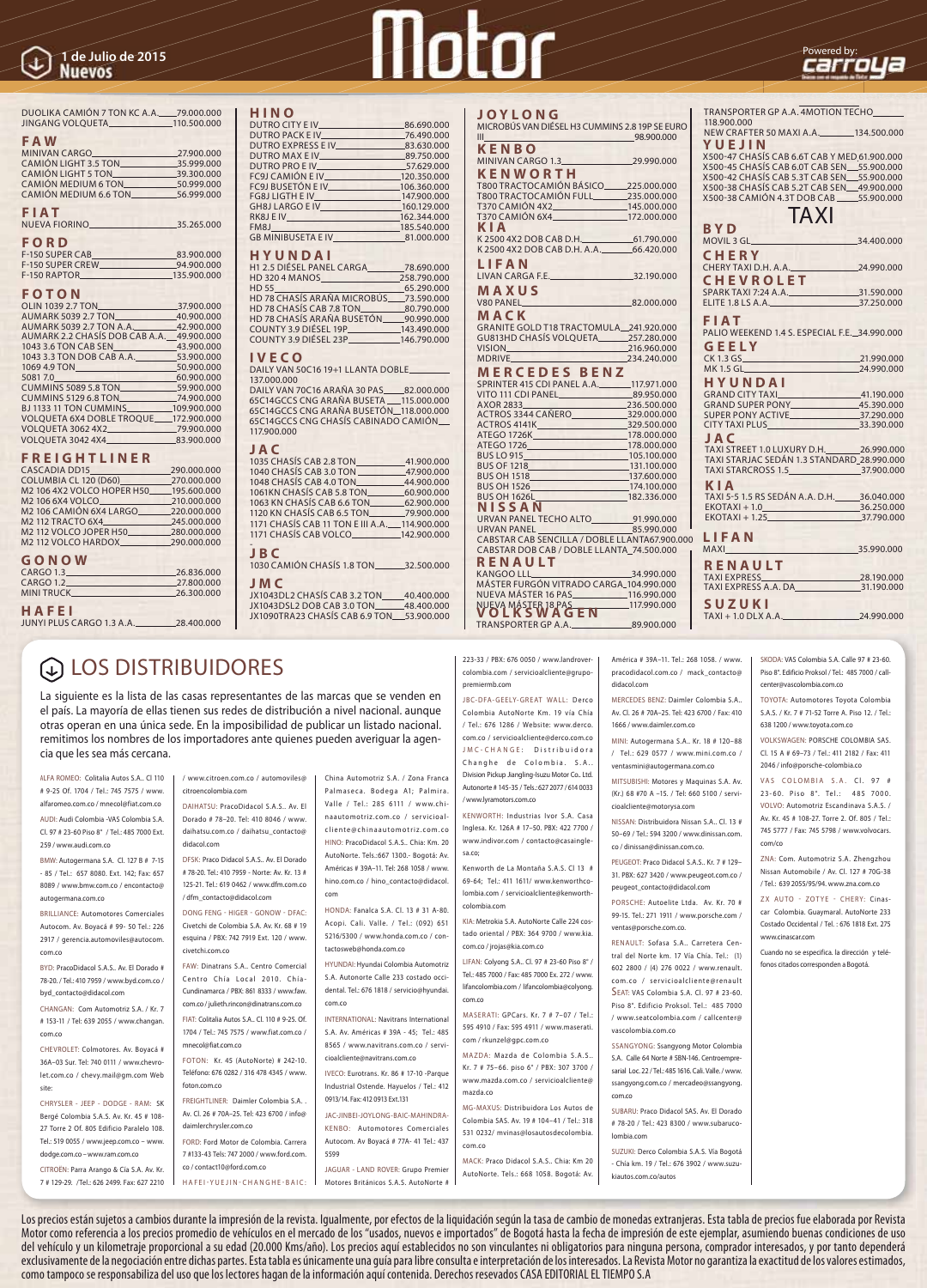DUOLIKA CAMIÓN 7 TON KC A.A. 79.000.000
JINGANG VOLQUETA 110.500.000

## FAW

| | |
|---|---|
| MINIVAN CARGO | 27.900.000 |
| CAMIÓN LIGHT 3.5 TON | 35.999.000 |
| CAMIÓN LIGHT 5 TON | 39.300.000 |
| CAMIÓN MEDIUM 6 TON | 50.999.000 |
| CAMIÓN MEDIUM 6.6 TON | 56.999.000 |

## FIAT

| | |
|---|---|
| NUEVA FIORINO | 35.265.000 |

## FORD

| | |
|---|---|
| F-150 SUPER CAB | 83.900.000 |
| F-150 SUPER CREW | 94.900.000 |
| F-150 RAPTOR | 135.900.000 |

## FOTON

| | |
|---|---|
| OLIN 1039 2.7 TON | 37.900.000 |
| AUMARK 5039 2.7 TON | 40.900.000 |
| AUMARK 5039 2.7 TON A.A. | 42.900.000 |
| AUMARK 2.2 CL 1205 DOB CAB A.A. | 49.900.000 |
| 1043 3.6 TON CAB SEN | 43.900.000 |
| 1043 3.3 TON DOB CAB A.A. | 53.900.000 |
| 1069 4.9 TON | 50.900.000 |
| 5081 7.0 | 60.900.000 |
| CUMMINS 5089 5.8 TON | 59.900.000 |
| CUMMINS 5129 6.8 TON | 74.900.000 |
| BJ 1133 11 TON CUMMINS | 109.900.000 |
| VOLQUETA 6X4 DOBLE TROQUE | 172.900.000 |
| VOLQUETA 3062 4X2 | 79.900.000 |
| VOLQUETA 3042 4X4 | 83.900.000 |

## FREIGHTLINER

| | |
|---|---|
| CASCADIA DD15 | 290.000.000 |
| COLUMBIA CL 120 (D60) | 270.000.000 |
| M2 106 4X2 VOLCO HOPER H50 | 195.600.000 |
| M2 106 6X4 VOLCO | 210.000.000 |
| M2 106 CAMIÓN 6X4 LARGO | 220.000.000 |
| M2 112 TRACTO 6X4 | 245.000.000 |
| M2 112 VOLCO JOPER H50 | 280.000.000 |
| M2 112 VOLCO HARDOX | 290.000.000 |

## GONOW

| | |
|---|---|
| CARGO 1.3 | 26.836.000 |
| CARGO 1.2 | 27.800.000 |
| MINI TRUCK | 26.300.000 |

## HAFEI

| | |
|---|---|
| JUNYI PLUS CARGO 1.3 A.A. | 28.400.000 |

## HINO

| | |
|---|---|
| DUTRO CITY E IV | 86.690.000 |
| DUTRO PACK E IV | 76.490.000 |
| DUTRO EXPRESS E IV | 83.630.000 |
| DUTRO MAX E IV | 89.750.000 |
| DUTRO PRO E IV | 57.629.000 |
| FC9J CAMIÓN E IV | 120.350.000 |
| FC9J BUSETÓN E IV | 106.360.000 |
| FG8J LIGTH E IV | 147.900.000 |
| GH8J LARGO E IV | 160.129.000 |
| RK8J E IV | 162.344.000 |
| FM8J | 185.540.000 |
| GB MINIBUSETA E IV | 81.000.000 |

## HYUNDAI

| | |
|---|---|
| H1 2.5 DIÉSEL PANEL CARGA | 78.690.000 |
| HD 320 4 MANOS | 258.790.000 |
| HD 55 | 65.290.000 |
| HD 78 CHASÍS ARAÑA MICROBÚS | 73.590.000 |
| HD 78 CHASÍS CAB 7.8 TON | 80.790.000 |
| HD 78 CHASÍS ARAÑA BUSETÓN | 90.990.000 |
| COUNTY 3.9 DIÉSEL 19P | 143.490.000 |
| COUNTY 3.9 DIÉSEL 23P | 146.790.000 |

## IVECO

| | |
|---|---|
| DAILY VAN 50C16 19+1 LLANTA DOBLE | 137.000.000 |
| DAILY VAN 70C16 ARAÑA 30 PAS | 82.000.000 |
| 65C14GCCS CNG ARAÑA BUSETA | 115.000.000 |
| 65C14GCCS CNG ARAÑA BUSETÓN | 118.000.000 |
| 65C14GCCS CNG CHASÍS CABINADO CAMIÓN | 117.900.000 |

## JAC

| | |
|---|---|
| 1035 CHASÍS CAB 2.8 TON | 41.900.000 |
| 1040 CHASÍS CAB 3.0 TON | 47.900.000 |
| 1048 CHASÍS CAB 4.0 TON | 44.900.000 |
| 1061KN CHASÍS CAB 5.8 TON | 60.900.000 |
| 1063 KN CHASÍS CAB 6.6 TON | 62.900.000 |
| 1120 KN CHASÍS CAB 6.5 TON | 79.900.000 |
| 1171 CHASÍS CAB 11 TON E III A.A. | 114.900.000 |
| 1171 CHASÍS CAB VOLCO | 142.900.000 |

## JBC

| | |
|---|---|
| 1030 CAMIÓN CHASÍS 1.8 TON | 32.500.000 |

## JMC

| | |
|---|---|
| JX1043DL2 CHASÍS CAB 3.2 TON | 40.400.000 |
| JX1043DSL2 DOB CAB 3.0 TON | 48.400.000 |
| JX1090TRA23 CHASÍS CAB 6.9 TON | 53.900.000 |

## JOYLONG

| | |
|---|---|
| MICROBÚS VAN DIÉSEL H3 CUMMINS 2.8 19P SE EURO III | 98.900.000 |

## KENBO

| | |
|---|---|
| MINIVAN CARGO 1.3 | 29.990.000 |

## KENWORTH

| | |
|---|---|
| T800 TRACTOCAMIÓN BÁSICO | 225.000.000 |
| T800 TRACTOCAMIÓN FULL | 235.000.000 |
| T370 CAMIÓN 4X2 | 145.000.000 |
| T370 CAMIÓN 6X4 | 172.000.000 |

## KIA

| | |
|---|---|
| K 2500 4X2 DOB CAB D.H. | 61.790.000 |
| K 2500 4X2 DOB CAB D.H. A.A. | 66.420.000 |

## LIFAN

| | |
|---|---|
| LIVAN CARGA F.E. | 32.190.000 |

## MAXUS

| | |
|---|---|
| V80 PANEL | 82.000.000 |

## MACK

| | |
|---|---|
| GRANITE GOLD T18 TRACTOMULA | 241.920.000 |
| GU813HD CHASÍS VOLQUETA | 257.280.000 |
| VISION | 216.960.000 |
| MDRIVE | 234.240.000 |

## MERCEDES BENZ

| | |
|---|---|
| SPRINTER 415 CDI PANEL A.A. | 117.971.000 |
| VITO 111 CDI PANEL | 89.950.000 |
| AXOR 2833 | 236.500.000 |
| ACTROS 3344 CAÑERO | 329.000.000 |
| ACTROS 4141K | 329.500.000 |
| ATEGO 1726K | 178.000.000 |
| ATEGO 1726 | 178.000.000 |
| BUS LO 915 | 105.100.000 |
| BUS OF 1218 | 131.100.000 |
| BUS OH 1518 | 137.600.000 |
| BUS OH 1526 | 174.100.000 |
| BUS OH 1626L | 182.336.000 |

## NISSAN

| | |
|---|---|
| URVAN PANEL TECHO ALTO | 91.990.000 |
| URVAN PANEL | 85.990.000 |
| CABSTAR CAB SENCILLA / DOBLE LLANTA | 67.900.000 |
| CABSTAR DOB CAB / DOBLE LLANTA | 74.500.000 |

## RENAULT

| | |
|---|---|
| KANGOO LLL | 34.990.000 |
| MÁSTER FURGÓN VITRADO CARGA | 104.990.000 |
| NUEVA MÁSTER 16 PAS | 116.990.000 |
| NUEVA MÁSTER 18 PAS | 117.990.000 |

## VOLKSWAGEN

| | |
|---|---|
| TRANSPORTER GP A.A. | 89.900.000 |
| TRANSPORTER GP A.A. 4MOTION TECHO | 118.900.000 |
| NEW CRAFTER 50 MAXI A.A. | 134.500.000 |

## YUEJIN

| | |
|---|---|
| X500-47 CHASÍS CAB 6.6T CAB Y MED | 61.900.000 |
| X500-45 CHASÍS CAB 6.0T CAB SEN | 55.900.000 |
| X500-42 CHASÍS CAB 5.3T CAB SEN | 55.900.000 |
| X500-38 CHASÍS CAB 5.2T CAB SEN | 49.900.000 |
| X500-38 CAMIÓN 4.3T DOB CAB | 55.900.000 |

# TAXI

## BYD

| | |
|---|---|
| MOVIL 3 GL | 34.400.000 |

## CHERY

| | |
|---|---|
| CHERY TAXI D.H. A.A. | 24.990.000 |

## CHEVROLET

| | |
|---|---|
| SPARK TAXI 7:24 A.A. | 31.590.000 |
| ELITE 1.8 LS A.A. | 37.250.000 |

## FIAT

| | |
|---|---|
| PALIO WEEKEND 1.4 S. ESPECIAL F.E. | 34.990.000 |

## GEELY

| | |
|---|---|
| CK 1.3 GS | 21.990.000 |
| MK 1.5 GL | 24.990.000 |

## HYUNDAI

| | |
|---|---|
| GRAND CITY TAXI | 41.190.000 |
| GRAND SUPER PONY | 45.390.000 |
| SUPER PONY ACTIVE | 37.290.000 |
| CITY TAXI PLUS | 33.390.000 |

## JAC

| | |
|---|---|
| TAXI STREET 1.0 LUXURY D.H. | 26.990.000 |
| TAXI STARJAC SEDÁN 1.3 STANDARD | 28.990.000 |
| TAXI STARCROSS 1.5 | 37.900.000 |

## KIA

| | |
|---|---|
| TAXI 5-5 1.5 RS SEDÁN A.A. D.H. | 36.040.000 |
| EKOTAXI + 1.0 | 36.250.000 |
| EKOTAXI + 1.25 | 37.790.000 |

## LIFAN

| | |
|---|---|
| MAXI | 35.990.000 |

## RENAULT

| | |
|---|---|
| TAXI EXPRESS | 28.190.000 |
| TAXI EXPRESS A.A. DA | 31.190.000 |

## SUZUKI

| | |
|---|---|
| TAXI + 1.0 DLX A.A. | 24.990.000 |

# LOS DISTRIBUIDORES

La siguiente es la lista de las casas representantes de las marcas que se venden en el país. La mayoría de ellas tienen sus redes de distribución a nivel nacional. aunque otras operan en una única sede. En la imposibilidad de publicar un listado nacional. remitimos los nombres de los importadores ante quienes pueden averiguar la agencia que les sea más cercana.

ALFA ROMEO: Colitalia Autos S.A.. Cl 110 # 9-25 Of. 1704 / Tel.: 745 7575 / www.alfaromeo.com.co / mnecol@fiat.com.co

AUDI: Audi Colombia -VAS Colombia S.A. Cl. 97 # 23-60 Piso 8° / Tel.: 485 7000 Ext. 259 / www.audi.com.co

BMW: Autogermana S.A. Cl. 127 B # 7-15 - 85 / Tel.: 657 8080. Ext. 142; Fax: 657 8089 / www.bmw.com.co / encontacto@autogermana.com.co

BRILLIANCE: Automotores Comerciales Autocom. Av. Boyacá # 99- 50 Tel.: 226 2917 / gerencia.automoviles@autocom.com.co

BYD: PracoDidacol S.A.S.. Av. El Dorado # 78-20. / Tel.: 410 7959 / www.byd.com.co / byd_contacto@didacol.com

CHANGAN: Com Automotriz S.A. / Kr. 7 # 153-11 / Tel: 639 2055 / www.changan.com.co

CHEVROLET: Colmotores. Av. Boyacá # 36A–03 Sur. Tel: 740 0111 / www.chevrolet.com.co / chevy.mail@gm.com Web site:

CHRYSLER - JEEP - DODGE - RAM: SK Bergé Colombia S.A.S. Av. Kr. 45 # 108-27 Torre 2 Of. 805 Edificio Paralelo 108. Tel.: 519 0055 / www.jeep.com.co – www.dodge.com.co – www.ram.com.co

CITROËN: Parra Arango & Cía S.A. Av. Kr. 7 # 129-29. /Tel.: 626 2499. Fax: 627 2210 / www.citroen.com.co / automoviles@citroencolombia.com

DAIHATSU: PracoDidacol S.A.S.. Av. El Dorado # 78–20. Tel: 410 8046 / www.daihatsu.com.co / daihatsu_contacto@didacol.com

DFSK: Praco Didacol S.A.S.. Av. El Dorado # 78-20. Tel.: 410 7959 - Norte: Av. Kr. 13 # 125-21. Tel.: 619 0462 / www.dfm.com.co / dfm_contacto@didacol.com

DONG FENG - HIGER - GONOW - DFAC: Civetchi de Colombia S.A. Av. Kr. 68 # 19 esquina / PBX: 742 7919 Ext. 120 / www.civetchi.com.co

FAW: Dinatrans S.A.. Centro Comercial Centro Chía Local 2010. Chía-Cundinamarca / PBX: 861 8333 / www.faw.com.co / julieth.rincon@dinatrans.com.co

FIAT: Colitalia Autos S.A.. Cl. 110 # 9-25. Of. 1704 / Tel.: 745 7575 / www.fiat.com.co / mnecol@fiat.com.co

FOTON: Kr. 45 (AutoNorte) # 242-10. Teléfono: 676 0282 / 316 478 4345 / www.foton.com.co

FREIGHTLINER: Daimler Colombia S.A. . Av. Cl. 26 # 70A–25. Tel: 423 6700 / info@daimlerchrysler.com.co

FORD: Ford Motor de Colombia. Carrera 7 #133-43 Tels: 747 2000 / www.ford.com.co / contact10@ford.com.co

HAFEI-YUEJIN-CHANGHE-BAIC: China Automotriz S.A. / Zona Franca Palmaseca. Bodega A1; Palmira. Valle / Tel.: 285 6111 / www.chinaautomotriz.com.co / servicioalcliente@chinaautomotriz.com.co

HINO: PracoDidacol S.A.S.. Chía: Km. 20 AutoNorte. Tels.:667 1300.- Bogotá: Av. Américas # 39A–11. Tel: 268 1058 / www.hino.com.co / hino_contacto@didacol.com

HONDA: Fanalca S.A. Cl. 13 # 31 A-80. Acopi. Cali. Valle. / Tel.: (092) 651 5216/5300 / www.honda.com.co / contactosweb@honda.com.co

HYUNDAI: Hyundai Colombia Automotriz S.A. Autonorte Calle 233 costado occidental. Tel.: 676 1818 / servicio@hyundai.com.co

INTERNATIONAL: Navitrans International S.A. Av. Américas # 39A - 45; Tel.: 485 8565 / www.navitrans.com.co / servicioalcliente@navitrans.com.co

IVECO: Eurotrans. Kr. 86 # 17-10 -Parque Industrial Ostende. Hayuelos / Tel.: 412 0913/14. Fax: 412 0913 Ext.131

JAC-JINBEI-JOYLONG-BAIC-MAHINDRA-KENBO: Automotores Comerciales Autocom. Av Boyacá # 77A- 41 Tel.: 437 5599

JAGUAR - LAND ROVER: Grupo Premier Motores Británicos S.A.S. AutoNorte # 223-33 / PBX: 676 0050 / www.landrovercolombia.com / servicioalcliente@grupopremiermb.com

JBC-DFA-GEELY-GREAT WALL: Derco Colombia AutoNorte Km. 19 vía Chía / Tel.: 676 1286 / Website: www.derco.com.co / servicioalcliente@derco.com.co

JMC-CHANGE: Distribuidora Changhe de Colombia. S.A.. Division Pickup Jiangling-Isuzu Motor Co.. Ltd. Autonorte # 145-35 / Tels.: 627 2077 / 614 0033 / www.lyramotors.com.co

KENWORTH: Industrias Ivor S.A. Casa Inglesa. Kr. 126A # 17–50. PBX: 422 7700 / www.indivor.com / contacto@casainglesa.co;

Kenworth de La Montaña S.A.S. Cl 13 # 69-64; Tel.: 411 1611/ www.kenworthcolombia.com / servicioalcliente@kenworthcolombia.com

KIA: Metrokia S.A. AutoNorte Calle 224 costado oriental / PBX: 364 9700 / www.kia.com.co / jrojas@kia.com.co

LIFAN: Colyong S.A.. Cl. 97 # 23-60 Piso 8° / Tel.: 485 7000 / Fax: 485 7000 Ex. 272 / www.lifancolombia.com / lifancolombia@colyong.com.co

MASERATI: GPCars. Kr. 7 # 7–07 / Tel.: 595 4910 / Fax: 595 4911 / www.maserati.com / rkunzel@gpc.com.co

MAZDA: Mazda de Colombia S.A.S.. Kr. 7 # 75–66. piso 6° / PBX: 307 3700 / www.mazda.com.co / servicioalcliente@mazda.co

MG-MAXUS: Distribuidora Los Autos de Colombia SAS. Av. 19 # 104–41 / Tel.: 318 531 0232/ mvinas@losautosdecolombia.com.co

MACK: Praco Didacol S.A.S.. Chía: Km 20 AutoNorte. Tels.: 668 1058. Bogotá: Av. América # 39A–11. Tel.: 268 1058. / www.pracodidacol.com.co / mack_contacto@didacol.com

MERCEDES BENZ: Daimler Colombia S.A.. Av. Cl. 26 # 70A–25. Tel: 423 6700 / Fax: 410 1666 / www.daimler.com.co

MINI: Autogermana S.A.. Kr. 18 # 120–88 / Tel.: 629 0577 / www.mini.com.co / ventasmini@autogermana.com.co

MITSUBISHI: Motores y Maquinas S.A. Av. (Kr.) 68 #70 A –15. / Tel: 660 5100 / servicioalcliente@motorysa.com

NISSAN: Distribuidora Nissan S.A.. Cl. 13 # 50–69 / Tel.: 594 3200 / www.dinissan.com.co / dinissan@dinissan.com.co.

PEUGEOT: Praco Didacol S.A.S.. Kr. 7 # 129–31. PBX: 627 3420 / www.peugeot.com.co / peugeot_contacto@didacol.com

PORSCHE: Autoelite Ltda. Av. Kr. 70 # 99-15. Tel.: 271 1911 / www.porsche.com / ventas@porsche.com.co.

RENAULT: Sofasa S.A.. Carretera Central del Norte km. 17 Vía Chía. Tel.: (1) 602 2800 / (4) 276 0022 / www.renault.com.co / servicioalcliente@renault

SEAT: VAS Colombia S.A. Cl. 97 # 23-60. Piso 8°. Edificio Proksol. Tel.: 485 7000 / www.seatcolombia.com / callcenter@vascolombia.com.co

SSANGYONG: Ssangyong Motor Colombia S.A. Calle 64 Norte # 5BN-146. Centroempresarial Loc. 22 / Tel.: 485 1616. Cali. Valle. / www.ssangyong.com.co / mercadeo@ssangyong.com.co

SUBARU: Praco Didacol SAS. Av. El Dorado # 78-20 / Tel.: 423 8300 / www.subarucolombia.com

SUZUKI: Derco Colombia S.A.S. Vía Bogotá - Chía km. 19 / Tel.: 676 3902 / www.suzukiautos.com.co/autos

SKODA: VAS Colombia S.A. Calle 97 # 23-60. Piso 8°. Edificio Proksol / Tels.: 485 7000 / callcenter@vascolombia.com.co

TOYOTA: Automotores Toyota Colombia S.A.S. / Kr. 7 # 71-52 Torre A. Piso 12. / Tel.: 638 1200 / www.toyota.com.co

VOLKSWAGEN: PORSCHE COLOMBIA SAS. Cl. 15 A # 69–73 / Tel.: 411 2182 / Fax: 411 2046 / info@porsche-colombia.co

VAS COLOMBIA S.A. Cl. 97 # 23-60. Piso 8°. Tel.: 485 7000. VOLVO: Automotriz Escandinava S.A.S. / Av. Kr. 45 # 108-27. Torre 2. Of. 805 / Tel.: 745 5777 / Fax: 745 5798 / www.volvocars.com/co

ZNA: Com. Automotriz S.A. Zhengzhou Nissan Automobile / Av. Cl. 127 # 70G-38 / Tel.: 639 2055/95/94. www.zna.com.co

ZX AUTO - ZOTYE - CHERY: Cinascar Colombia. Guaymaral. AutoNorte 233 Costado Occidental / Tel. : 676 1818 Ext. 275 www.cinascar.com

Cuando no se especifica. la dirección y teléfonos citados corresponden a Bogotá.

Los precios están sujetos a cambios durante la impresión de la revista. Igualmente, por efectos de la liquidación según la tasa de cambio de monedas extranjeras. Esta tabla de precios fue elaborada por Revista Motor como referencia a los precios promedio de vehículos en el mercado de los "usados, nuevos e importados" de Bogotá hasta la fecha de impresión de este ejemplar, asumiendo buenas condiciones de uso del vehículo y un kilometraje proporcional a su edad (20.000 Kms/año). Los precios aquí establecidos no son vinculantes ni obligatorios para ninguna persona, comprador interesados, y por tanto dependerá exclusivamente de la negociación entre dichas partes. Esta tabla es únicamente una guía para libre consulta e interpretación de los interesados. La Revista Motor no garantiza la exactitud de los valores estimados, como tampoco se responsabiliza del uso que los lectores hagan de la información aquí contenida. Derechos reservados CASA EDITORIAL EL TIEMPO S.A